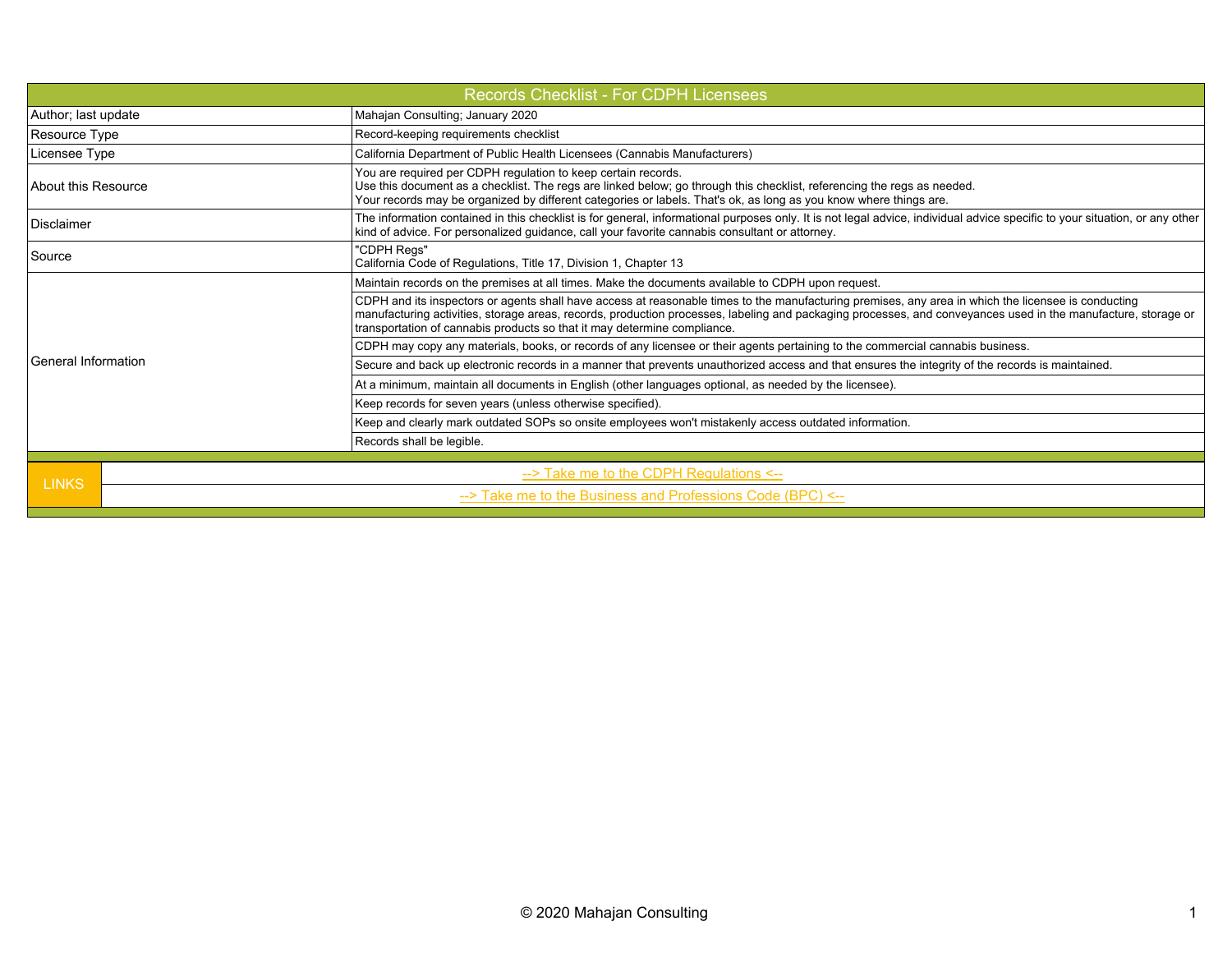# Records Checklist - For CDPH Licensees

| | |
|---|---|
| Author; last update | Mahajan Consulting; January 2020 |
| Resource Type | Record-keeping requirements checklist |
| Licensee Type | California Department of Public Health Licensees (Cannabis Manufacturers) |
| About this Resource | You are required per CDPH regulation to keep certain records.<br>Use this document as a checklist. The regs are linked below; go through this checklist, referencing the regs as needed.<br>Your records may be organized by different categories or labels. That's ok, as long as you know where things are. |
| Disclaimer | The information contained in this checklist is for general, informational purposes only. It is not legal advice, individual advice specific to your situation, or any other kind of advice. For personalized guidance, call your favorite cannabis consultant or attorney. |
| Source | "CDPH Regs"<br>California Code of Regulations, Title 17, Division 1, Chapter 13 |
| General Information | Maintain records on the premises at all times. Make the documents available to CDPH upon request. |
| | CDPH and its inspectors or agents shall have access at reasonable times to the manufacturing premises, any area in which the licensee is conducting manufacturing activities, storage areas, records, production processes, labeling and packaging processes, and conveyances used in the manufacture, storage or transportation of cannabis products so that it may determine compliance. |
| | CDPH may copy any materials, books, or records of any licensee or their agents pertaining to the commercial cannabis business. |
| | Secure and back up electronic records in a manner that prevents unauthorized access and that ensures the integrity of the records is maintained. |
| | At a minimum, maintain all documents in English (other languages optional, as needed by the licensee). |
| | Keep records for seven years (unless otherwise specified). |
| | Keep and clearly mark outdated SOPs so onsite employees won't mistakenly access outdated information. |
| | Records shall be legible. |

| LINKS | |
|---|---|
| | --> Take me to the CDPH Regulations <-- |
| | --> Take me to the Business and Professions Code (BPC) <-- |

© 2020 Mahajan Consulting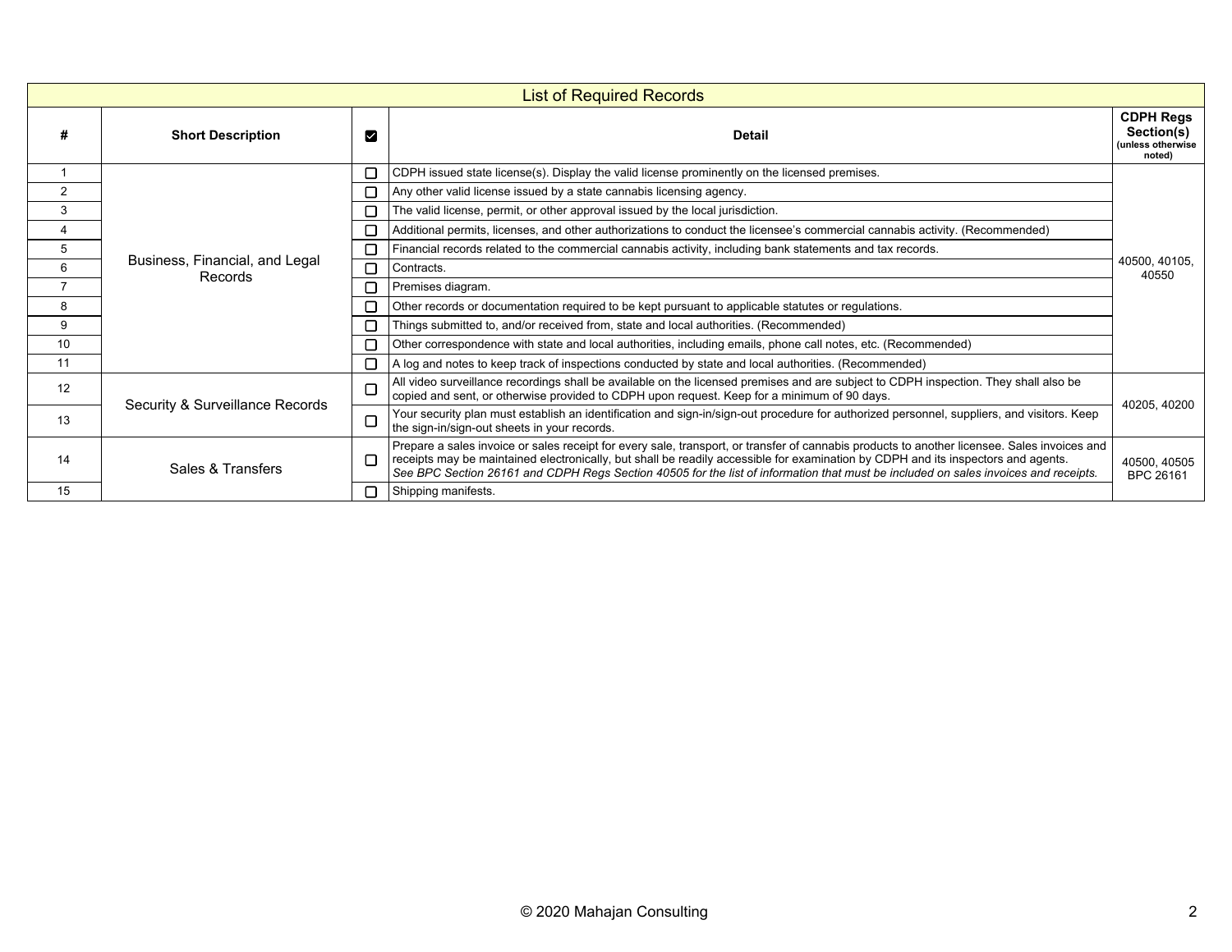| List of Required Records | | | | |
|---|---|---|---|---|
| **#** | **Short Description** | ☑ | **Detail** | **CDPH Regs Section(s) (unless otherwise noted)** |
| 1 | Business, Financial, and Legal Records | ☐ | CDPH issued state license(s). Display the valid license prominently on the licensed premises. | 40500, 40105, 40550 |
| 2 | | ☐ | Any other valid license issued by a state cannabis licensing agency. | |
| 3 | | ☐ | The valid license, permit, or other approval issued by the local jurisdiction. | |
| 4 | | ☐ | Additional permits, licenses, and other authorizations to conduct the licensee's commercial cannabis activity. (Recommended) | |
| 5 | | ☐ | Financial records related to the commercial cannabis activity, including bank statements and tax records. | |
| 6 | | ☐ | Contracts. | |
| 7 | | ☐ | Premises diagram. | |
| 8 | | ☐ | Other records or documentation required to be kept pursuant to applicable statutes or regulations. | |
| 9 | | ☐ | Things submitted to, and/or received from, state and local authorities. (Recommended) | |
| 10 | | ☐ | Other correspondence with state and local authorities, including emails, phone call notes, etc. (Recommended) | |
| 11 | | ☐ | A log and notes to keep track of inspections conducted by state and local authorities. (Recommended) | |
| 12 | Security & Surveillance Records | ☐ | All video surveillance recordings shall be available on the licensed premises and are subject to CDPH inspection. They shall also be copied and sent, or otherwise provided to CDPH upon request. Keep for a minimum of 90 days. | 40205, 40200 |
| 13 | | ☐ | Your security plan must establish an identification and sign-in/sign-out procedure for authorized personnel, suppliers, and visitors. Keep the sign-in/sign-out sheets in your records. | |
| 14 | Sales & Transfers | ☐ | Prepare a sales invoice or sales receipt for every sale, transport, or transfer of cannabis products to another licensee. Sales invoices and receipts may be maintained electronically, but shall be readily accessible for examination by CDPH and its inspectors and agents. *See BPC Section 26161 and CDPH Regs Section 40505 for the list of information that must be included on sales invoices and receipts.* | 40500, 40505 BPC 26161 |
| 15 | | ☐ | Shipping manifests. | |

© 2020 Mahajan Consulting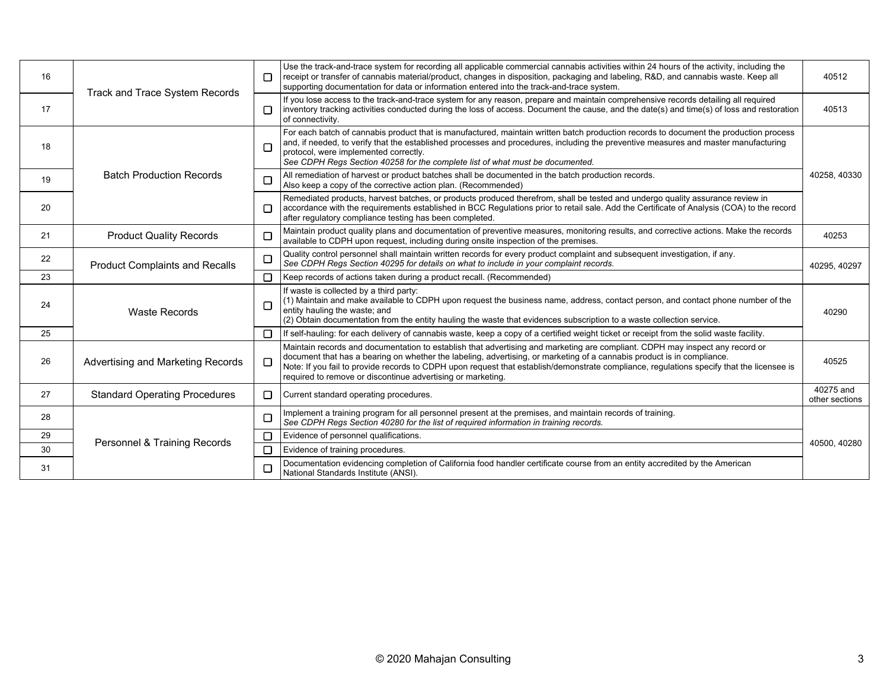| | | | | |
|---|---|---|---|---|
| 16 | Track and Trace System Records | ☐ | Use the track-and-trace system for recording all applicable commercial cannabis activities within 24 hours of the activity, including the receipt or transfer of cannabis material/product, changes in disposition, packaging and labeling, R&D, and cannabis waste. Keep all supporting documentation for data or information entered into the track-and-trace system. | 40512 |
| 17 | | ☐ | If you lose access to the track-and-trace system for any reason, prepare and maintain comprehensive records detailing all required inventory tracking activities conducted during the loss of access. Document the cause, and the date(s) and time(s) of loss and restoration of connectivity. | 40513 |
| 18 | Batch Production Records | ☐ | For each batch of cannabis product that is manufactured, maintain written batch production records to document the production process and, if needed, to verify that the established processes and procedures, including the preventive measures and master manufacturing protocol, were implemented correctly. *See CDPH Regs Section 40258 for the complete list of what must be documented.* | 40258, 40330 |
| 19 | | ☐ | All remediation of harvest or product batches shall be documented in the batch production records. Also keep a copy of the corrective action plan. (Recommended) | |
| 20 | | ☐ | Remediated products, harvest batches, or products produced therefrom, shall be tested and undergo quality assurance review in accordance with the requirements established in BCC Regulations prior to retail sale. Add the Certificate of Analysis (COA) to the record after regulatory compliance testing has been completed. | |
| 21 | Product Quality Records | ☐ | Maintain product quality plans and documentation of preventive measures, monitoring results, and corrective actions. Make the records available to CDPH upon request, including during onsite inspection of the premises. | 40253 |
| 22 | Product Complaints and Recalls | ☐ | Quality control personnel shall maintain written records for every product complaint and subsequent investigation, if any. *See CDPH Regs Section 40295 for details on what to include in your complaint records.* | 40295, 40297 |
| 23 | | ☐ | Keep records of actions taken during a product recall. (Recommended) | |
| 24 | Waste Records | ☐ | If waste is collected by a third party:<br>(1) Maintain and make available to CDPH upon request the business name, address, contact person, and contact phone number of the entity hauling the waste; and<br>(2) Obtain documentation from the entity hauling the waste that evidences subscription to a waste collection service. | 40290 |
| 25 | | ☐ | If self-hauling: for each delivery of cannabis waste, keep a copy of a certified weight ticket or receipt from the solid waste facility. | |
| 26 | Advertising and Marketing Records | ☐ | Maintain records and documentation to establish that advertising and marketing are compliant. CDPH may inspect any record or document that has a bearing on whether the labeling, advertising, or marketing of a cannabis product is in compliance.<br>Note: If you fail to provide records to CDPH upon request that establish/demonstrate compliance, regulations specify that the licensee is required to remove or discontinue advertising or marketing. | 40525 |
| 27 | Standard Operating Procedures | ☐ | Current standard operating procedures. | 40275 and other sections |
| 28 | Personnel & Training Records | ☐ | Implement a training program for all personnel present at the premises, and maintain records of training. *See CDPH Regs Section 40280 for the list of required information in training records.* | 40500, 40280 |
| 29 | | ☐ | Evidence of personnel qualifications. | |
| 30 | | ☐ | Evidence of training procedures. | |
| 31 | | ☐ | Documentation evidencing completion of California food handler certificate course from an entity accredited by the American National Standards Institute (ANSI). | |

© 2020 Mahajan Consulting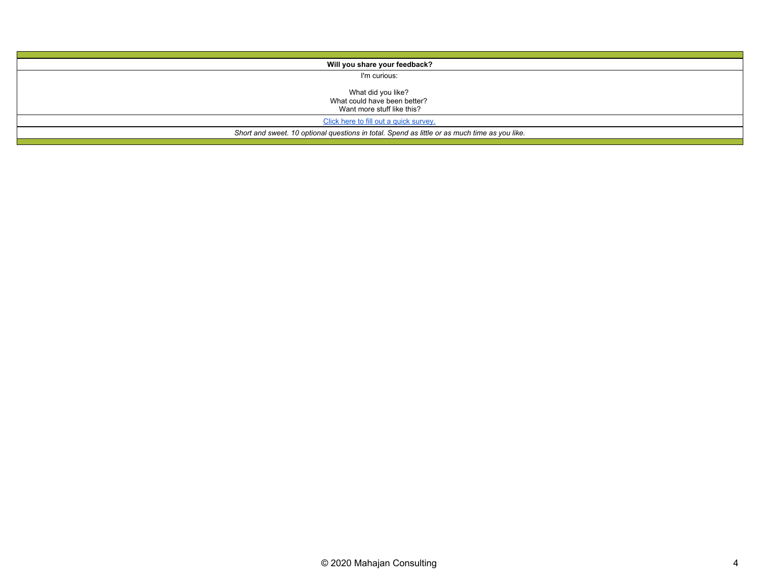**Will you share your feedback?**

I'm curious:

What did you like?
What could have been better?
Want more stuff like this?

Click here to fill out a quick survey.

*Short and sweet. 10 optional questions in total. Spend as little or as much time as you like.*

© 2020 Mahajan Consulting